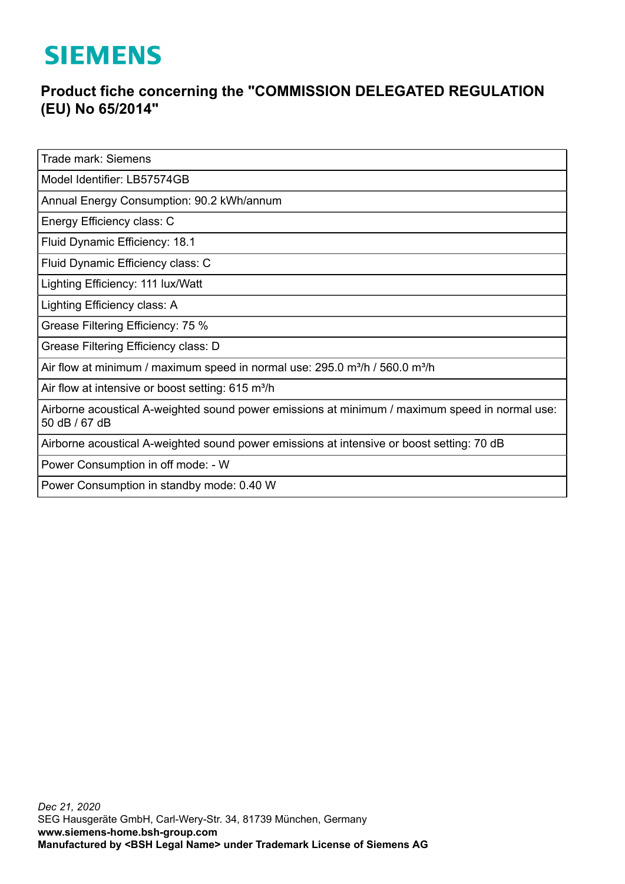# SIEMENS

## Product fiche concerning the "COMMISSION DELEGATED REGULATION (EU) No 65/2014"

| |
|---|
| Trade mark: Siemens |
| Model Identifier: LB57574GB |
| Annual Energy Consumption: 90.2 kWh/annum |
| Energy Efficiency class: C |
| Fluid Dynamic Efficiency: 18.1 |
| Fluid Dynamic Efficiency class: C |
| Lighting Efficiency: 111 lux/Watt |
| Lighting Efficiency class: A |
| Grease Filtering Efficiency: 75 % |
| Grease Filtering Efficiency class: D |
| Air flow at minimum / maximum speed in normal use: 295.0 m³/h / 560.0 m³/h |
| Air flow at intensive or boost setting: 615 m³/h |
| Airborne acoustical A-weighted sound power emissions at minimum / maximum speed in normal use: 50 dB / 67 dB |
| Airborne acoustical A-weighted sound power emissions at intensive or boost setting: 70 dB |
| Power Consumption in off mode: - W |
| Power Consumption in standby mode: 0.40 W |

*Dec 21, 2020*
SEG Hausgeräte GmbH, Carl-Wery-Str. 34, 81739 München, Germany
**www.siemens-home.bsh-group.com**
**Manufactured by <BSH Legal Name> under Trademark License of Siemens AG**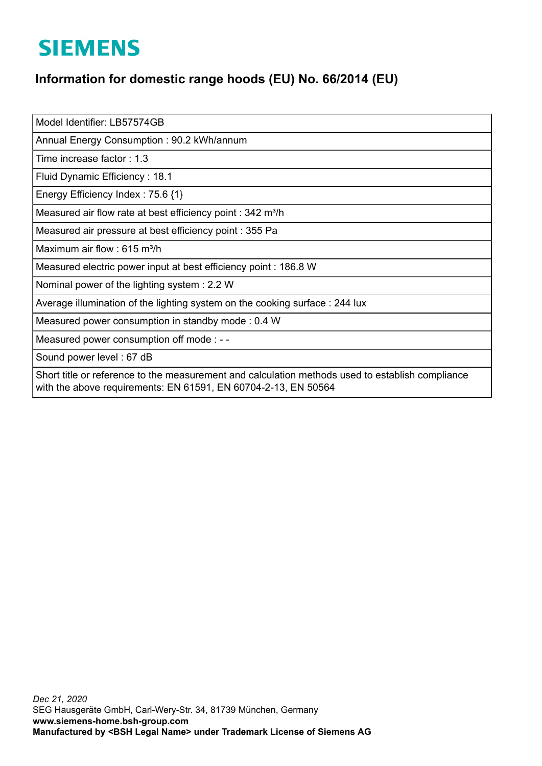# SIEMENS

## Information for domestic range hoods (EU) No. 66/2014 (EU)

| |
|---|
| Model Identifier: LB57574GB |
| Annual Energy Consumption : 90.2 kWh/annum |
| Time increase factor : 1.3 |
| Fluid Dynamic Efficiency : 18.1 |
| Energy Efficiency Index : 75.6 {1} |
| Measured air flow rate at best efficiency point : 342 m³/h |
| Measured air pressure at best efficiency point : 355 Pa |
| Maximum air flow : 615 m³/h |
| Measured electric power input at best efficiency point : 186.8 W |
| Nominal power of the lighting system : 2.2 W |
| Average illumination of the lighting system on the cooking surface : 244 lux |
| Measured power consumption in standby mode : 0.4 W |
| Measured power consumption off mode : - - |
| Sound power level : 67 dB |
| Short title or reference to the measurement and calculation methods used to establish compliance with the above requirements: EN 61591, EN 60704-2-13, EN 50564 |

*Dec 21, 2020*
SEG Hausgeräte GmbH, Carl-Wery-Str. 34, 81739 München, Germany
**www.siemens-home.bsh-group.com**
**Manufactured by <BSH Legal Name> under Trademark License of Siemens AG**